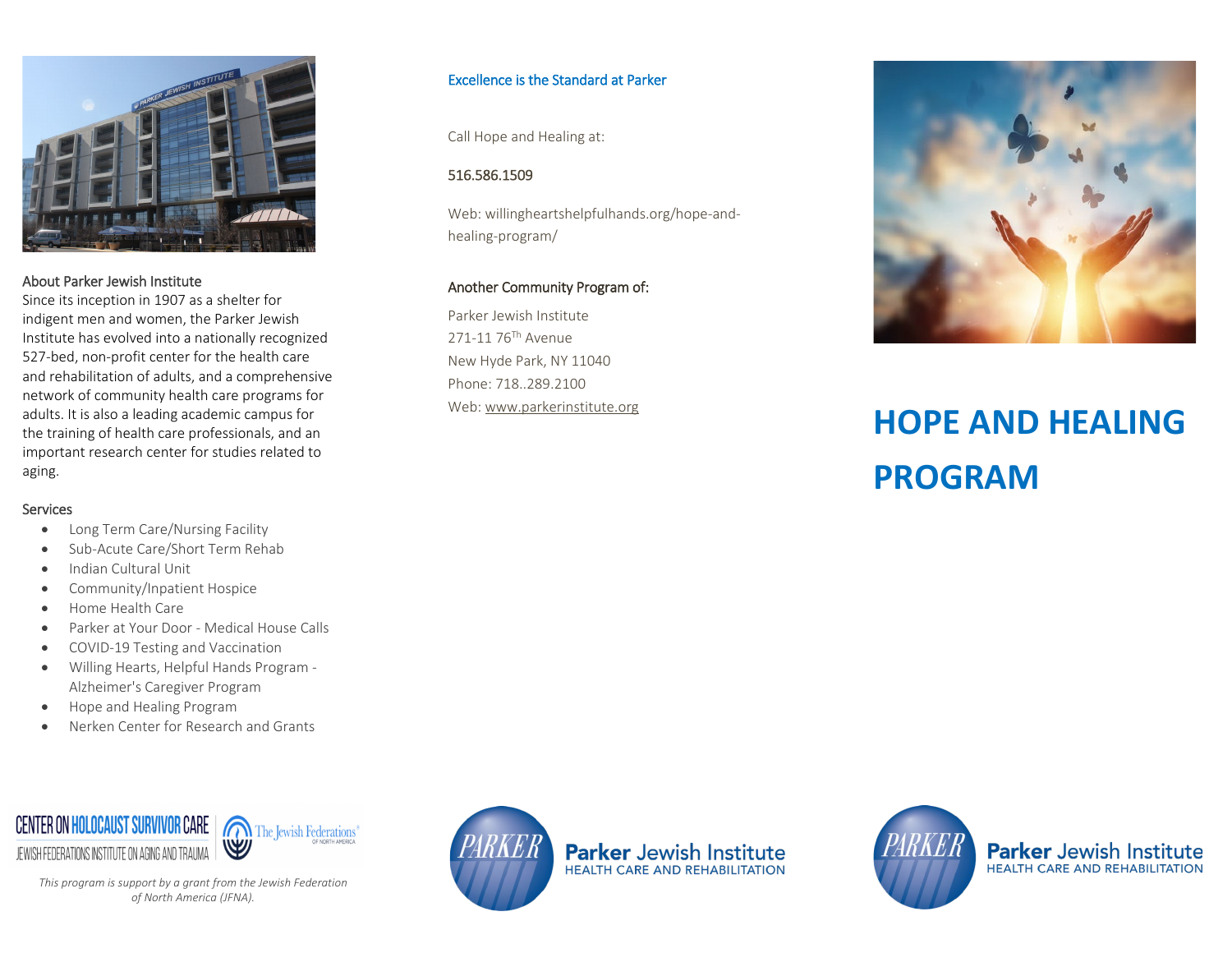## About Parker Jewish Institute

Since its inception in 1907 as a shelter for indigent men and women, the Parker Jewish Institute has evolved into a nationally recognized 527-bed, non-profit center for the health care and rehabilitation of adults, and a comprehensive network of community health care programs for adults. It is also a leading academic campus for the training of health care professionals, and an important research center for studies related to aging.

## Services

- Long Term Care/Nursing Facility
- Sub-Acute Care/Short Term Rehab
- Indian Cultural Unit
- Community/Inpatient Hospice
- Home Health Care
- Parker at Your Door - Medical House Calls
- COVID-19 Testing and Vaccination
- Willing Hearts, Helpful Hands Program - Alzheimer's Caregiver Program
- Hope and Healing Program
- Nerken Center for Research and Grants

CENTER ON HOLOCAUST SURVIVOR CARE
JEWISH FEDERATIONS INSTITUTE ON AGING AND TRAUMA
The Jewish Federations of North America

*This program is support by a grant from the Jewish Federation of North America (JFNA).*

## Excellence is the Standard at Parker

Call Hope and Healing at:

516.586.1509

Web: willingheartshelpfulhands.org/hope-and-healing-program/

### Another Community Program of:

Parker Jewish Institute
271-11 76Th Avenue
New Hyde Park, NY 11040
Phone: 718..289.2100
Web: www.parkerinstitute.org

PARKER — Parker Jewish Institute HEALTH CARE AND REHABILITATION

# HOPE AND HEALING PROGRAM

PARKER — Parker Jewish Institute HEALTH CARE AND REHABILITATION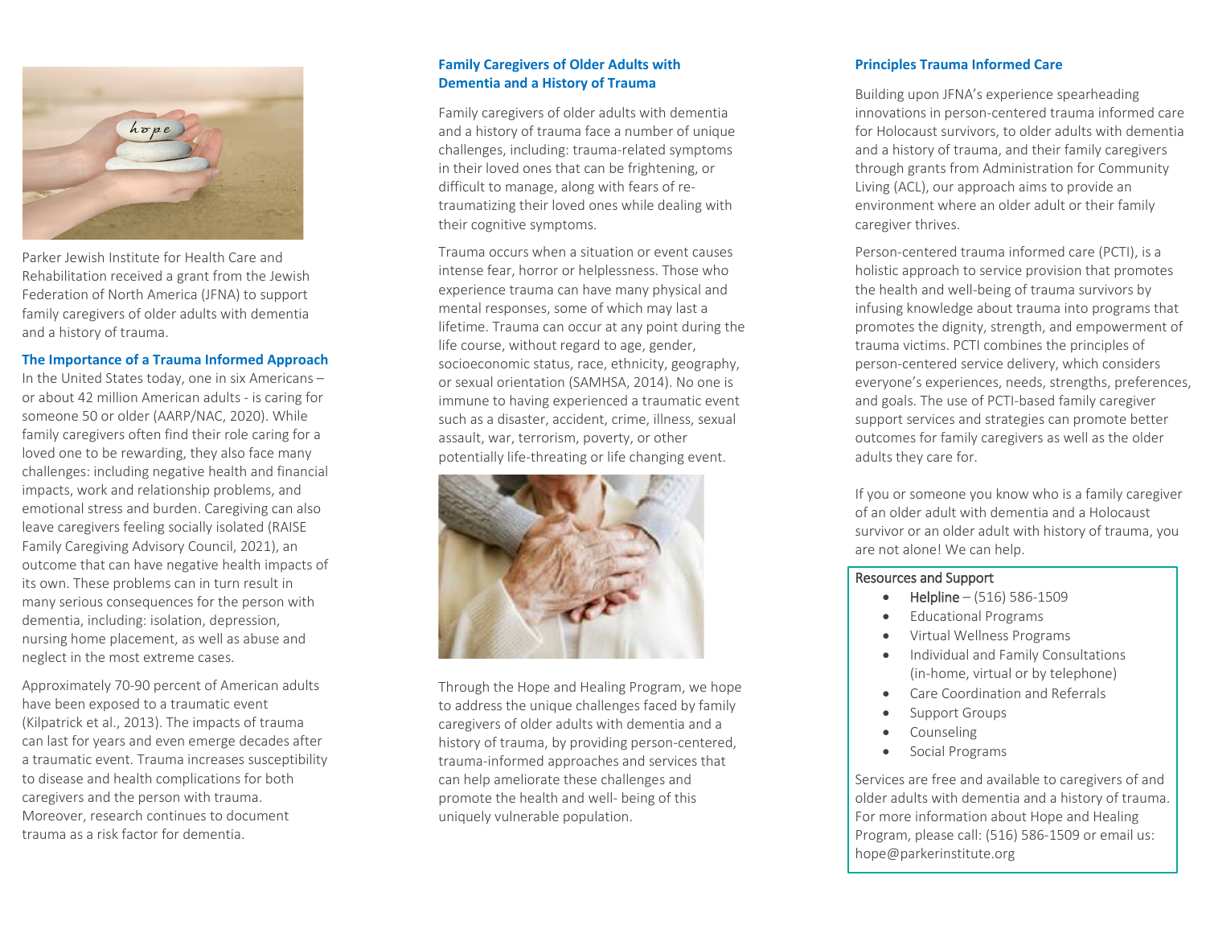Parker Jewish Institute for Health Care and Rehabilitation received a grant from the Jewish Federation of North America (JFNA) to support family caregivers of older adults with dementia and a history of trauma.

## The Importance of a Trauma Informed Approach

In the United States today, one in six Americans – or about 42 million American adults - is caring for someone 50 or older (AARP/NAC, 2020). While family caregivers often find their role caring for a loved one to be rewarding, they also face many challenges: including negative health and financial impacts, work and relationship problems, and emotional stress and burden. Caregiving can also leave caregivers feeling socially isolated (RAISE Family Caregiving Advisory Council, 2021), an outcome that can have negative health impacts of its own. These problems can in turn result in many serious consequences for the person with dementia, including: isolation, depression, nursing home placement, as well as abuse and neglect in the most extreme cases.

Approximately 70-90 percent of American adults have been exposed to a traumatic event (Kilpatrick et al., 2013). The impacts of trauma can last for years and even emerge decades after a traumatic event. Trauma increases susceptibility to disease and health complications for both caregivers and the person with trauma. Moreover, research continues to document trauma as a risk factor for dementia.

## Family Caregivers of Older Adults with Dementia and a History of Trauma

Family caregivers of older adults with dementia and a history of trauma face a number of unique challenges, including: trauma-related symptoms in their loved ones that can be frightening, or difficult to manage, along with fears of re-traumatizing their loved ones while dealing with their cognitive symptoms.

Trauma occurs when a situation or event causes intense fear, horror or helplessness. Those who experience trauma can have many physical and mental responses, some of which may last a lifetime. Trauma can occur at any point during the life course, without regard to age, gender, socioeconomic status, race, ethnicity, geography, or sexual orientation (SAMHSA, 2014). No one is immune to having experienced a traumatic event such as a disaster, accident, crime, illness, sexual assault, war, terrorism, poverty, or other potentially life-threatening or life changing event.

Through the Hope and Healing Program, we hope to address the unique challenges faced by family caregivers of older adults with dementia and a history of trauma, by providing person-centered, trauma-informed approaches and services that can help ameliorate these challenges and promote the health and well- being of this uniquely vulnerable population.

## Principles Trauma Informed Care

Building upon JFNA's experience spearheading innovations in person-centered trauma informed care for Holocaust survivors, to older adults with dementia and a history of trauma, and their family caregivers through grants from Administration for Community Living (ACL), our approach aims to provide an environment where an older adult or their family caregiver thrives.

Person-centered trauma informed care (PCTI), is a holistic approach to service provision that promotes the health and well-being of trauma survivors by infusing knowledge about trauma into programs that promotes the dignity, strength, and empowerment of trauma victims. PCTI combines the principles of person-centered service delivery, which considers everyone's experiences, needs, strengths, preferences, and goals. The use of PCTI-based family caregiver support services and strategies can promote better outcomes for family caregivers as well as the older adults they care for.

If you or someone you know who is a family caregiver of an older adult with dementia and a Holocaust survivor or an older adult with history of trauma, you are not alone! We can help.

### Resources and Support

- Helpline – (516) 586-1509
- Educational Programs
- Virtual Wellness Programs
- Individual and Family Consultations (in-home, virtual or by telephone)
- Care Coordination and Referrals
- Support Groups
- Counseling
- Social Programs

Services are free and available to caregivers of and older adults with dementia and a history of trauma. For more information about Hope and Healing Program, please call: (516) 586-1509 or email us: hope@parkerinstitute.org